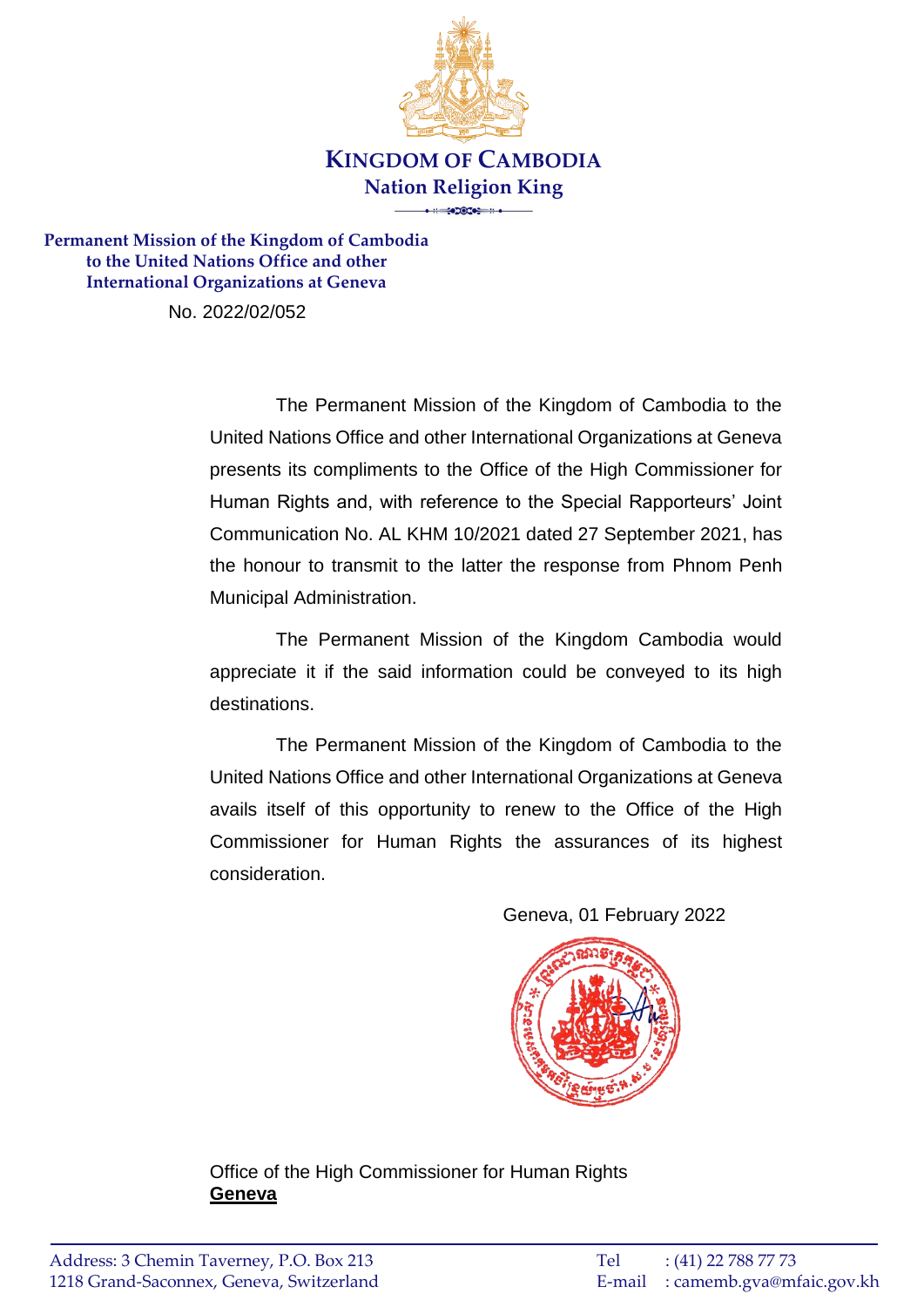**KINGDOM OF CAMBODIA**
**Nation Religion King**

**Permanent Mission of the Kingdom of Cambodia to the United Nations Office and other International Organizations at Geneva**

No. 2022/02/052

The Permanent Mission of the Kingdom of Cambodia to the United Nations Office and other International Organizations at Geneva presents its compliments to the Office of the High Commissioner for Human Rights and, with reference to the Special Rapporteurs' Joint Communication No. AL KHM 10/2021 dated 27 September 2021, has the honour to transmit to the latter the response from Phnom Penh Municipal Administration.

The Permanent Mission of the Kingdom Cambodia would appreciate it if the said information could be conveyed to its high destinations.

The Permanent Mission of the Kingdom of Cambodia to the United Nations Office and other International Organizations at Geneva avails itself of this opportunity to renew to the Office of the High Commissioner for Human Rights the assurances of its highest consideration.

Geneva, 01 February 2022

Office of the High Commissioner for Human Rights
**Geneva**

Address: 3 Chemin Taverney, P.O. Box 213
1218 Grand-Saconnex, Geneva, Switzerland

Tel : (41) 22 788 77 73
E-mail : camemb.gva@mfaic.gov.kh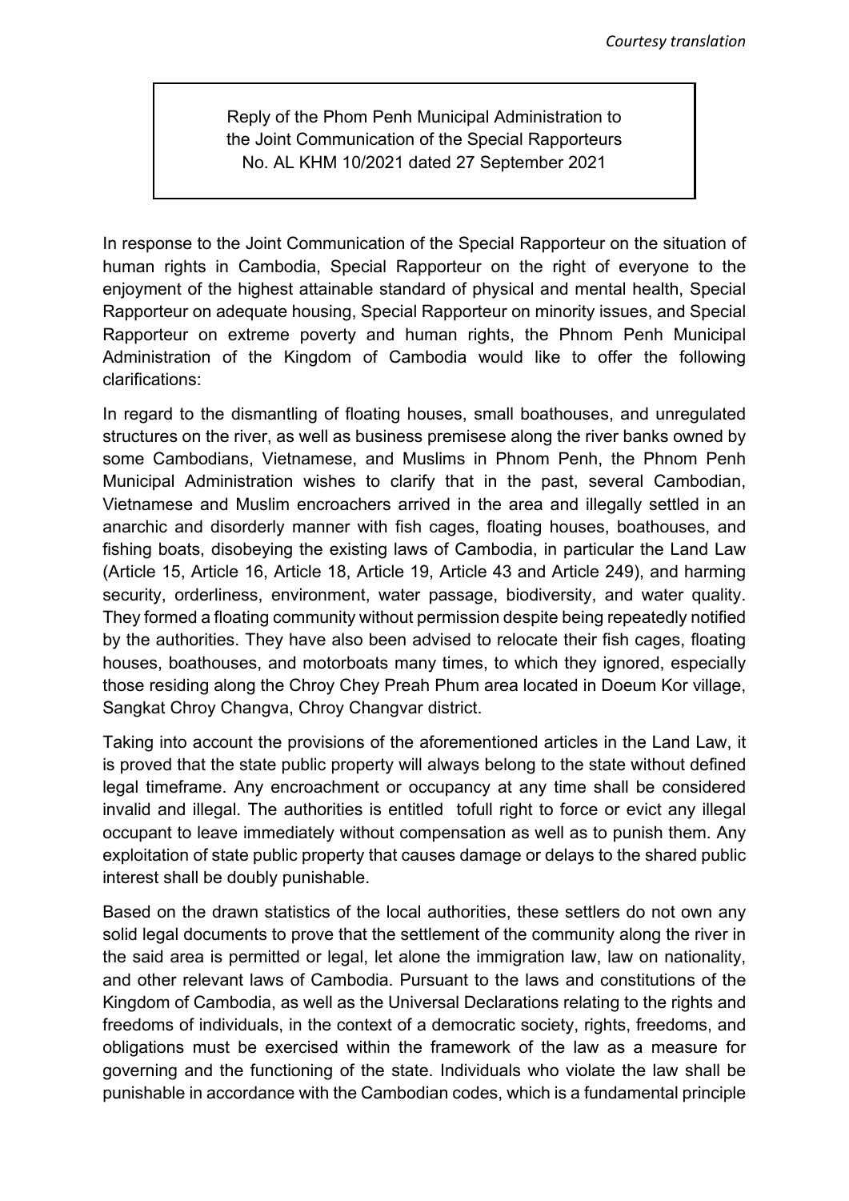*Courtesy translation*

Reply of the Phom Penh Municipal Administration to the Joint Communication of the Special Rapporteurs No. AL KHM 10/2021 dated 27 September 2021

In response to the Joint Communication of the Special Rapporteur on the situation of human rights in Cambodia, Special Rapporteur on the right of everyone to the enjoyment of the highest attainable standard of physical and mental health, Special Rapporteur on adequate housing, Special Rapporteur on minority issues, and Special Rapporteur on extreme poverty and human rights, the Phnom Penh Municipal Administration of the Kingdom of Cambodia would like to offer the following clarifications:

In regard to the dismantling of floating houses, small boathouses, and unregulated structures on the river, as well as business premisese along the river banks owned by some Cambodians, Vietnamese, and Muslims in Phnom Penh, the Phnom Penh Municipal Administration wishes to clarify that in the past, several Cambodian, Vietnamese and Muslim encroachers arrived in the area and illegally settled in an anarchic and disorderly manner with fish cages, floating houses, boathouses, and fishing boats, disobeying the existing laws of Cambodia, in particular the Land Law (Article 15, Article 16, Article 18, Article 19, Article 43 and Article 249), and harming security, orderliness, environment, water passage, biodiversity, and water quality. They formed a floating community without permission despite being repeatedly notified by the authorities. They have also been advised to relocate their fish cages, floating houses, boathouses, and motorboats many times, to which they ignored, especially those residing along the Chroy Chey Preah Phum area located in Doeum Kor village, Sangkat Chroy Changva, Chroy Changvar district.

Taking into account the provisions of the aforementioned articles in the Land Law, it is proved that the state public property will always belong to the state without defined legal timeframe. Any encroachment or occupancy at any time shall be considered invalid and illegal. The authorities is entitled tofull right to force or evict any illegal occupant to leave immediately without compensation as well as to punish them. Any exploitation of state public property that causes damage or delays to the shared public interest shall be doubly punishable.

Based on the drawn statistics of the local authorities, these settlers do not own any solid legal documents to prove that the settlement of the community along the river in the said area is permitted or legal, let alone the immigration law, law on nationality, and other relevant laws of Cambodia. Pursuant to the laws and constitutions of the Kingdom of Cambodia, as well as the Universal Declarations relating to the rights and freedoms of individuals, in the context of a democratic society, rights, freedoms, and obligations must be exercised within the framework of the law as a measure for governing and the functioning of the state. Individuals who violate the law shall be punishable in accordance with the Cambodian codes, which is a fundamental principle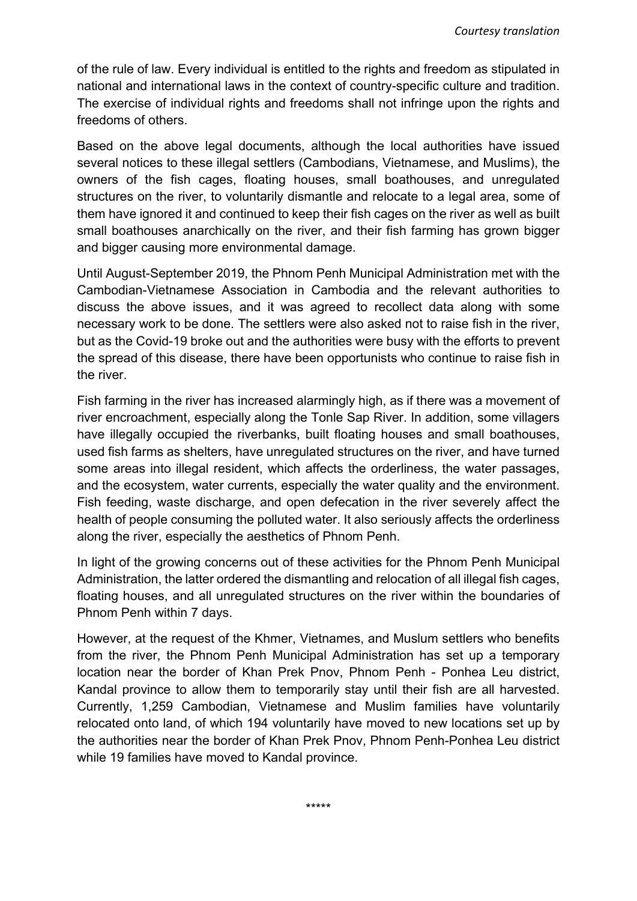of the rule of law. Every individual is entitled to the rights and freedom as stipulated in national and international laws in the context of country-specific culture and tradition. The exercise of individual rights and freedoms shall not infringe upon the rights and freedoms of others.

Based on the above legal documents, although the local authorities have issued several notices to these illegal settlers (Cambodians, Vietnamese, and Muslims), the owners of the fish cages, floating houses, small boathouses, and unregulated structures on the river, to voluntarily dismantle and relocate to a legal area, some of them have ignored it and continued to keep their fish cages on the river as well as built small boathouses anarchically on the river, and their fish farming has grown bigger and bigger causing more environmental damage.

Until August-September 2019, the Phnom Penh Municipal Administration met with the Cambodian-Vietnamese Association in Cambodia and the relevant authorities to discuss the above issues, and it was agreed to recollect data along with some necessary work to be done. The settlers were also asked not to raise fish in the river, but as the Covid-19 broke out and the authorities were busy with the efforts to prevent the spread of this disease, there have been opportunists who continue to raise fish in the river.

Fish farming in the river has increased alarmingly high, as if there was a movement of river encroachment, especially along the Tonle Sap River. In addition, some villagers have illegally occupied the riverbanks, built floating houses and small boathouses, used fish farms as shelters, have unregulated structures on the river, and have turned some areas into illegal resident, which affects the orderliness, the water passages, and the ecosystem, water currents, especially the water quality and the environment. Fish feeding, waste discharge, and open defecation in the river severely affect the health of people consuming the polluted water. It also seriously affects the orderliness along the river, especially the aesthetics of Phnom Penh.

In light of the growing concerns out of these activities for the Phnom Penh Municipal Administration, the latter ordered the dismantling and relocation of all illegal fish cages, floating houses, and all unregulated structures on the river within the boundaries of Phnom Penh within 7 days.

However, at the request of the Khmer, Vietnames, and Muslum settlers who benefits from the river, the Phnom Penh Municipal Administration has set up a temporary location near the border of Khan Prek Pnov, Phnom Penh - Ponhea Leu district, Kandal province to allow them to temporarily stay until their fish are all harvested. Currently, 1,259 Cambodian, Vietnamese and Muslim families have voluntarily relocated onto land, of which 194 voluntarily have moved to new locations set up by the authorities near the border of Khan Prek Pnov, Phnom Penh-Ponhea Leu district while 19 families have moved to Kandal province.

*****